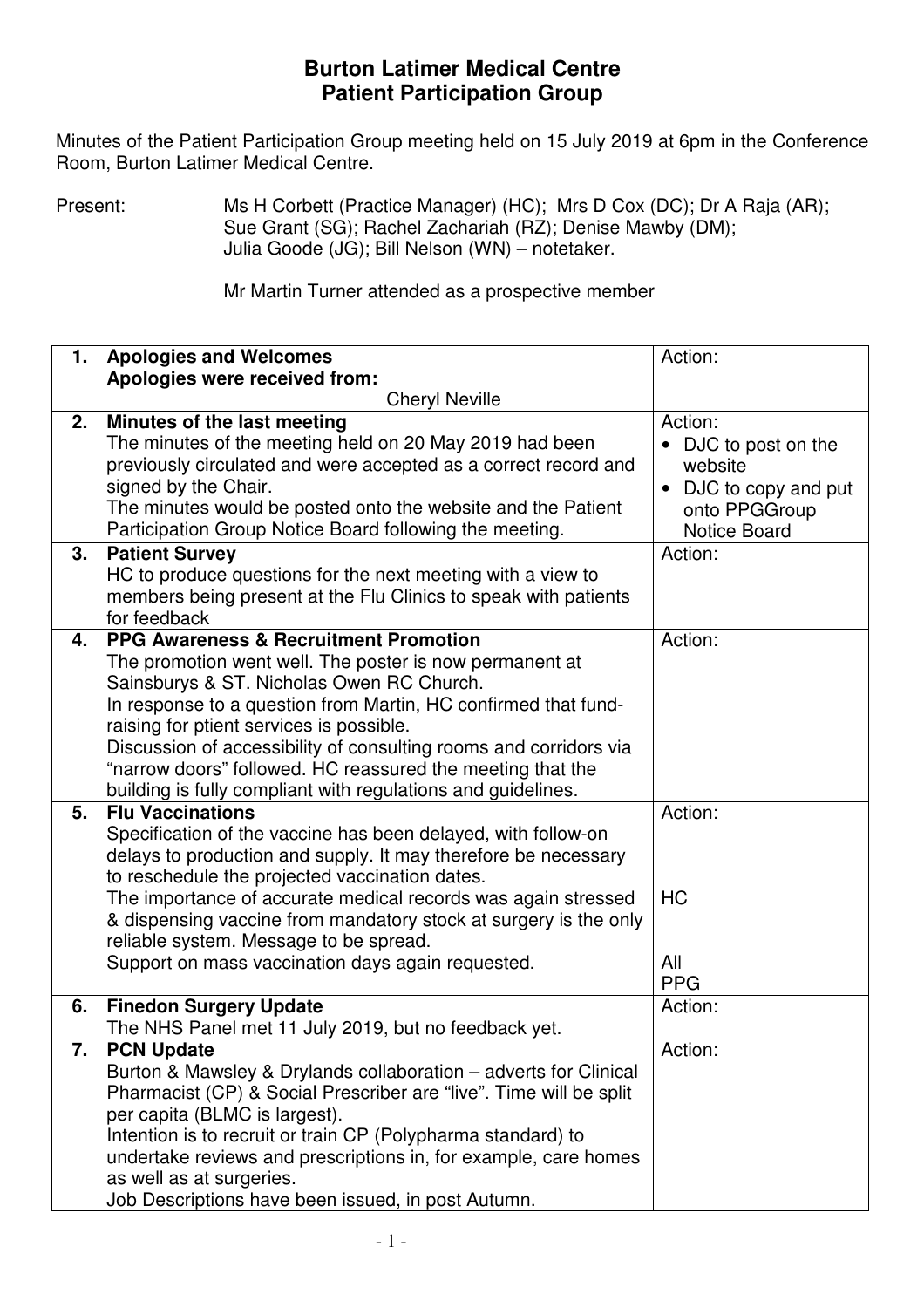# Burton Latimer Medical Centre
# Patient Participation Group

Minutes of the Patient Participation Group meeting held on 15 July 2019 at 6pm in the Conference Room, Burton Latimer Medical Centre.

Present: Ms H Corbett (Practice Manager) (HC); Mrs D Cox (DC); Dr A Raja (AR); Sue Grant (SG); Rachel Zachariah (RZ); Denise Mawby (DM); Julia Goode (JG); Bill Nelson (WN) – notetaker.

Mr Martin Turner attended as a prospective member

| | | |
|---|---|---|
| **1.** | **Apologies and Welcomes**<br>**Apologies were received from:**<br>Cheryl Neville | Action: |
| **2.** | **Minutes of the last meeting**<br>The minutes of the meeting held on 20 May 2019 had been previously circulated and were accepted as a correct record and signed by the Chair.<br>The minutes would be posted onto the website and the Patient Participation Group Notice Board following the meeting. | Action:<br>• DJC to post on the website<br>• DJC to copy and put onto PPGGroup Notice Board |
| **3.** | **Patient Survey**<br>HC to produce questions for the next meeting with a view to members being present at the Flu Clinics to speak with patients for feedback | Action: |
| **4.** | **PPG Awareness & Recruitment Promotion**<br>The promotion went well. The poster is now permanent at Sainsburys & ST. Nicholas Owen RC Church.<br>In response to a question from Martin, HC confirmed that fund-raising for ptient services is possible.<br>Discussion of accessibility of consulting rooms and corridors via "narrow doors" followed. HC reassured the meeting that the building is fully compliant with regulations and guidelines. | Action: |
| **5.** | **Flu Vaccinations**<br>Specification of the vaccine has been delayed, with follow-on delays to production and supply. It may therefore be necessary to reschedule the projected vaccination dates.<br>The importance of accurate medical records was again stressed & dispensing vaccine from mandatory stock at surgery is the only reliable system. Message to be spread.<br>Support on mass vaccination days again requested. | Action:<br><br>HC<br><br>All PPG |
| **6.** | **Finedon Surgery Update**<br>The NHS Panel met 11 July 2019, but no feedback yet. | Action: |
| **7.** | **PCN Update**<br>Burton & Mawsley & Drylands collaboration – adverts for Clinical Pharmacist (CP) & Social Prescriber are "live". Time will be split per capita (BLMC is largest).<br>Intention is to recruit or train CP (Polypharma standard) to undertake reviews and prescriptions in, for example, care homes as well as at surgeries.<br>Job Descriptions have been issued, in post Autumn. | Action: |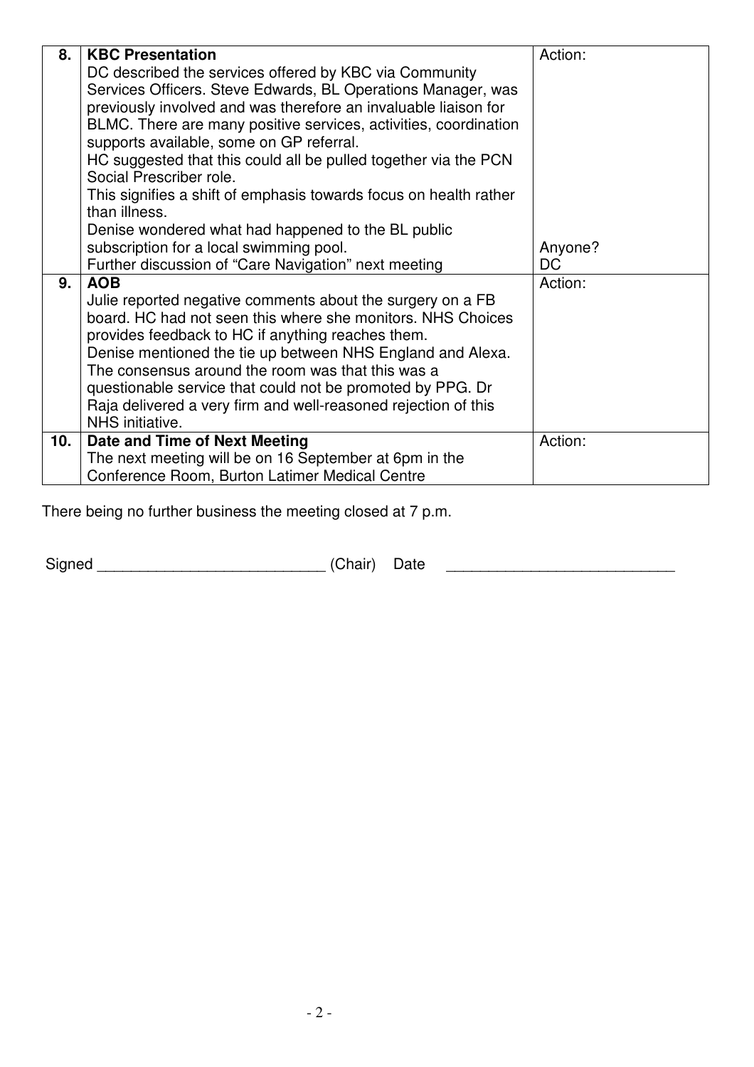| | | |
|---|---|---|
| **8.** | **KBC Presentation**<br>DC described the services offered by KBC via Community Services Officers. Steve Edwards, BL Operations Manager, was previously involved and was therefore an invaluable liaison for BLMC. There are many positive services, activities, coordination supports available, some on GP referral.<br>HC suggested that this could all be pulled together via the PCN Social Prescriber role.<br>This signifies a shift of emphasis towards focus on health rather than illness.<br>Denise wondered what had happened to the BL public subscription for a local swimming pool.<br>Further discussion of "Care Navigation" next meeting | Action:<br><br><br><br><br><br><br><br><br><br>Anyone?<br>DC |
| **9.** | **AOB**<br>Julie reported negative comments about the surgery on a FB board. HC had not seen this where she monitors. NHS Choices provides feedback to HC if anything reaches them.<br>Denise mentioned the tie up between NHS England and Alexa. The consensus around the room was that this was a questionable service that could not be promoted by PPG. Dr Raja delivered a very firm and well-reasoned rejection of this NHS initiative. | Action: |
| **10.** | **Date and Time of Next Meeting**<br>The next meeting will be on 16 September at 6pm in the Conference Room, Burton Latimer Medical Centre | Action: |

There being no further business the meeting closed at 7 p.m.

Signed ___________________________ (Chair) Date ___________________________